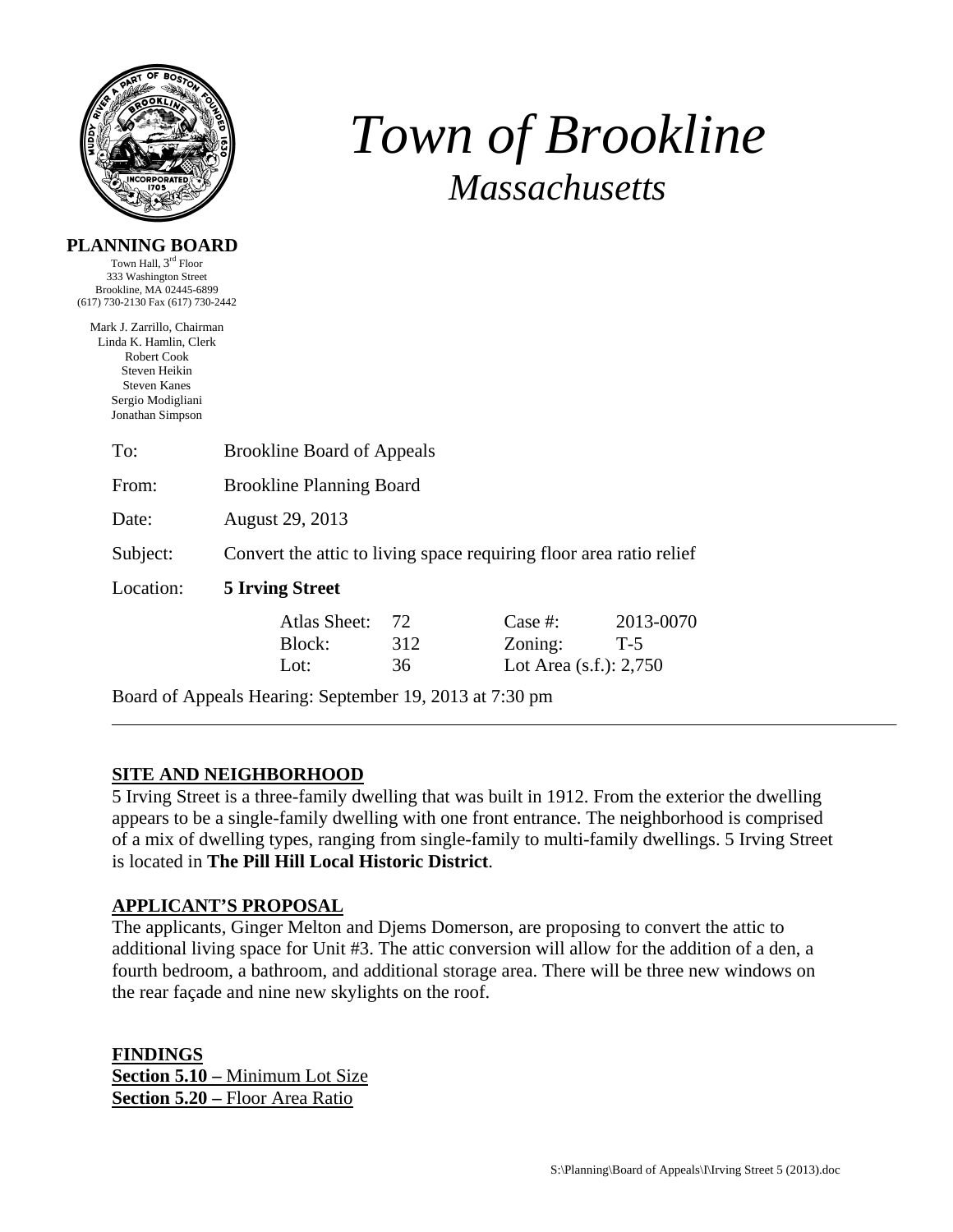# *Town of Brookline*

## *Massachusetts*

**PLANNING BOARD**

Town Hall, 3rd Floor
333 Washington Street
Brookline, MA 02445-6899
(617) 730-2130 Fax (617) 730-2442

Mark J. Zarrillo, Chairman
Linda K. Hamlin, Clerk
Robert Cook
Steven Heikin
Steven Kanes
Sergio Modigliani
Jonathan Simpson

To: Brookline Board of Appeals

From: Brookline Planning Board

Date: August 29, 2013

Subject: Convert the attic to living space requiring floor area ratio relief

Location: **5 Irving Street**

| | | | |
|---|---|---|---|
| Atlas Sheet: | 72 | Case #: | 2013-0070 |
| Block: | 312 | Zoning: | T-5 |
| Lot: | 36 | Lot Area (s.f.): | 2,750 |

Board of Appeals Hearing: September 19, 2013 at 7:30 pm

---

**SITE AND NEIGHBORHOOD**

5 Irving Street is a three-family dwelling that was built in 1912. From the exterior the dwelling appears to be a single-family dwelling with one front entrance. The neighborhood is comprised of a mix of dwelling types, ranging from single-family to multi-family dwellings. 5 Irving Street is located in **The Pill Hill Local Historic District**.

**APPLICANT'S PROPOSAL**

The applicants, Ginger Melton and Djems Domerson, are proposing to convert the attic to additional living space for Unit #3. The attic conversion will allow for the addition of a den, a fourth bedroom, a bathroom, and additional storage area. There will be three new windows on the rear façade and nine new skylights on the roof.

**FINDINGS**

**Section 5.10 –** Minimum Lot Size

**Section 5.20 –** Floor Area Ratio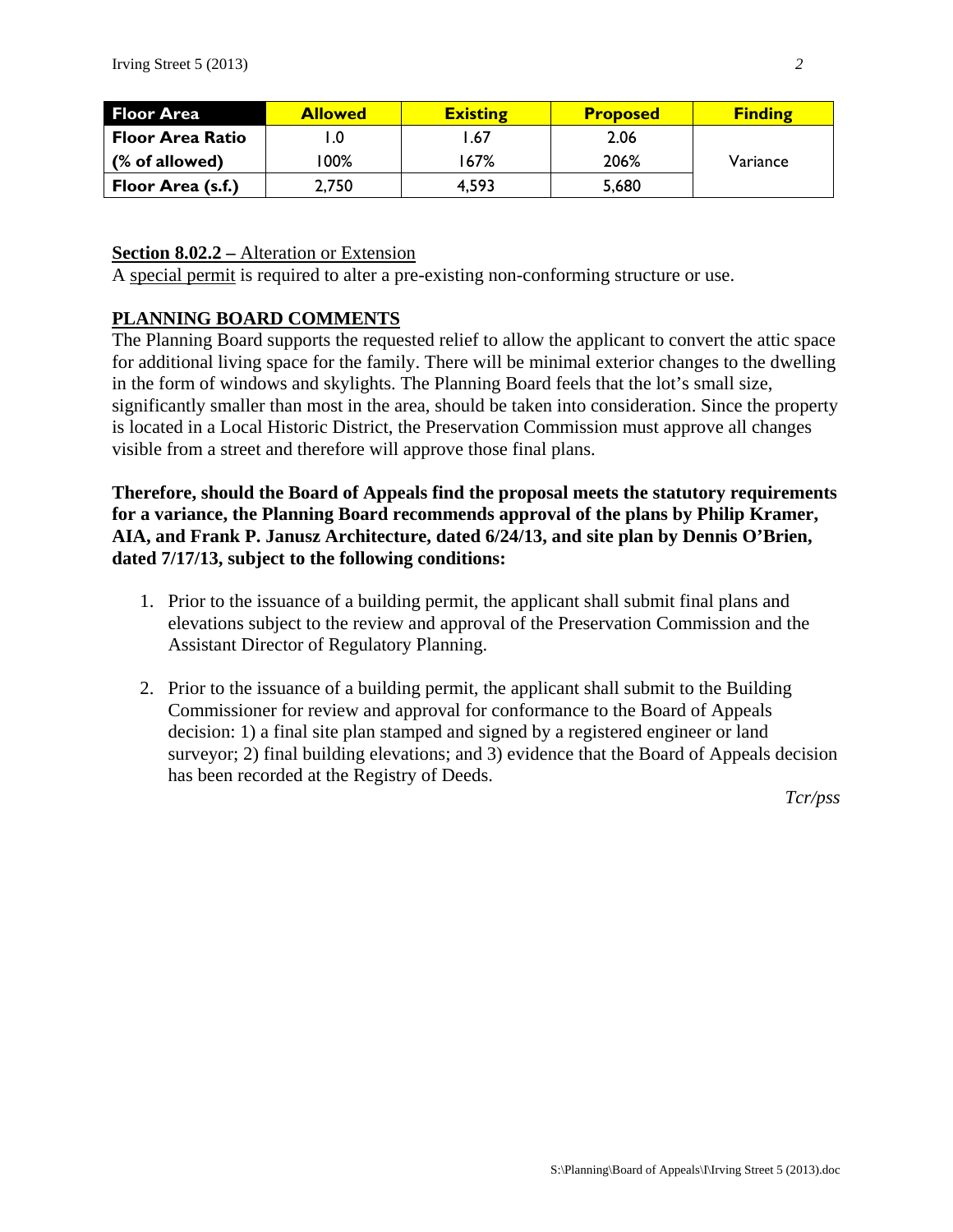| Floor Area | Allowed | Existing | Proposed | Finding |
|---|---|---|---|---|
| Floor Area Ratio | 1.0 | 1.67 | 2.06 | Variance |
| (% of allowed) | 100% | 167% | 206% | |
| Floor Area (s.f.) | 2,750 | 4,593 | 5,680 | |

**Section 8.02.2 –** Alteration or Extension
A special permit is required to alter a pre-existing non-conforming structure or use.

## PLANNING BOARD COMMENTS

The Planning Board supports the requested relief to allow the applicant to convert the attic space for additional living space for the family. There will be minimal exterior changes to the dwelling in the form of windows and skylights. The Planning Board feels that the lot's small size, significantly smaller than most in the area, should be taken into consideration. Since the property is located in a Local Historic District, the Preservation Commission must approve all changes visible from a street and therefore will approve those final plans.

**Therefore, should the Board of Appeals find the proposal meets the statutory requirements for a variance, the Planning Board recommends approval of the plans by Philip Kramer, AIA, and Frank P. Janusz Architecture, dated 6/24/13, and site plan by Dennis O'Brien, dated 7/17/13, subject to the following conditions:**

1. Prior to the issuance of a building permit, the applicant shall submit final plans and elevations subject to the review and approval of the Preservation Commission and the Assistant Director of Regulatory Planning.

2. Prior to the issuance of a building permit, the applicant shall submit to the Building Commissioner for review and approval for conformance to the Board of Appeals decision: 1) a final site plan stamped and signed by a registered engineer or land surveyor; 2) final building elevations; and 3) evidence that the Board of Appeals decision has been recorded at the Registry of Deeds.

*Tcr/pss*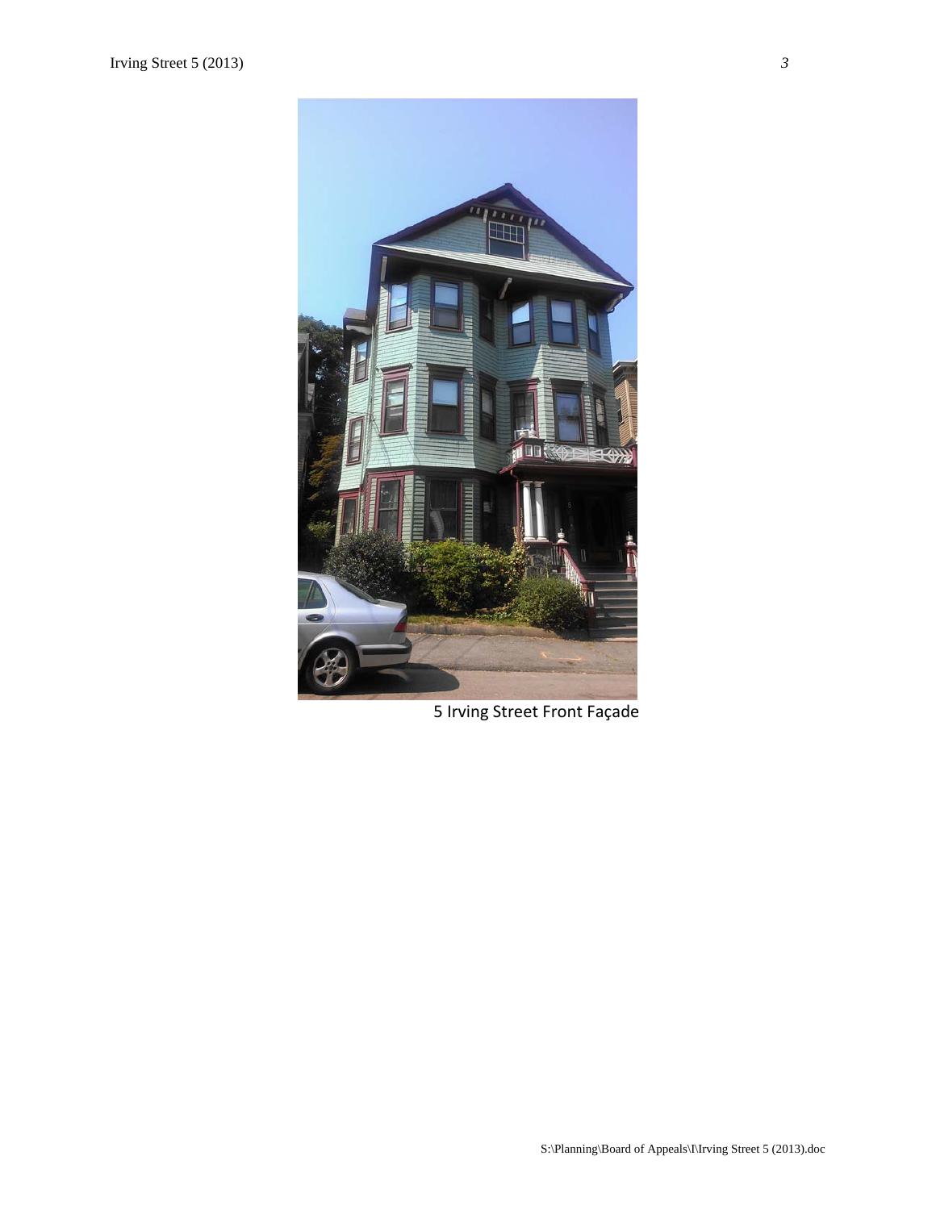5 Irving Street Front Façade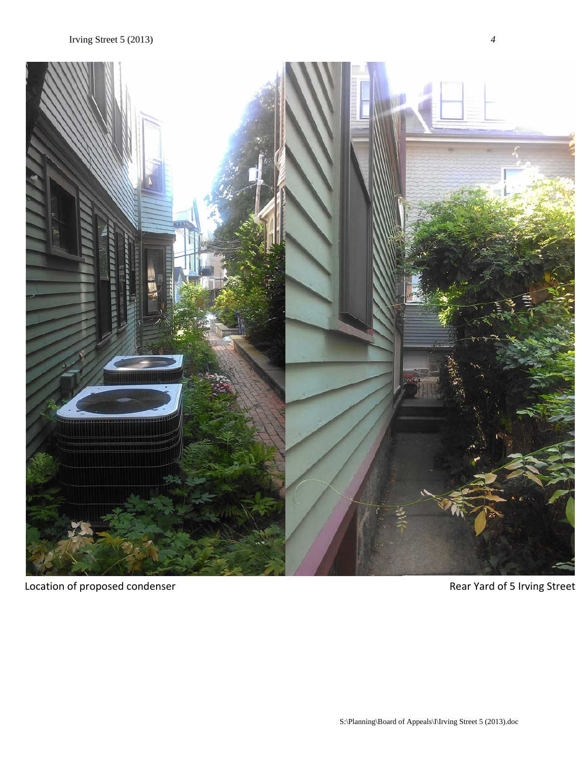Location of proposed condenser

Rear Yard of 5 Irving Street